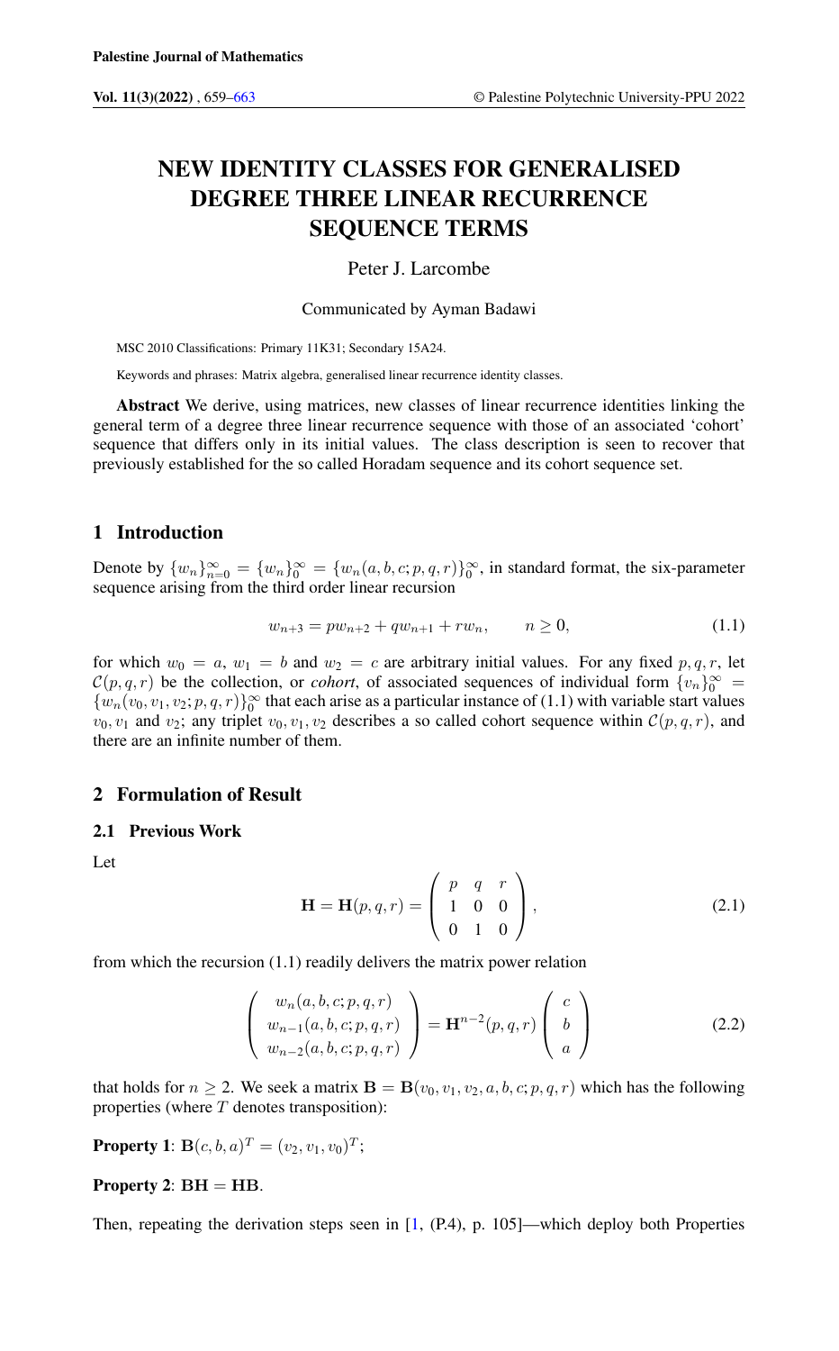Palestine Journal of Mathematics

# NEW IDENTITY CLASSES FOR GENERALISED DEGREE THREE LINEAR RECURRENCE SEQUENCE TERMS

Peter J. Larcombe

Communicated by Ayman Badawi

MSC 2010 Classifications: Primary 11K31; Secondary 15A24.

Keywords and phrases: Matrix algebra, generalised linear recurrence identity classes.

**Abstract** We derive, using matrices, new classes of linear recurrence identities linking the general term of a degree three linear recurrence sequence with those of an associated 'cohort' sequence that differs only in its initial values. The class description is seen to recover that previously established for the so called Horadam sequence and its cohort sequence set.

## 1 Introduction

Denote by $\{w_n\}_{n=0}^{\infty} = \{w_n\}_0^{\infty} = \{w_n(a,b,c;p,q,r)\}_0^{\infty}$, in standard format, the six-parameter sequence arising from the third order linear recursion

$$w_{n+3} = pw_{n+2} + qw_{n+1} + rw_n, \qquad n \geq 0, \tag{1.1}$$

for which $w_0 = a$, $w_1 = b$ and $w_2 = c$ are arbitrary initial values. For any fixed $p, q, r$, let $\mathcal{C}(p,q,r)$ be the collection, or *cohort*, of associated sequences of individual form $\{v_n\}_0^{\infty} = \{w_n(v_0,v_1,v_2;p,q,r)\}_0^{\infty}$ that each arise as a particular instance of (1.1) with variable start values $v_0, v_1$ and $v_2$; any triplet $v_0, v_1, v_2$ describes a so called cohort sequence within $\mathcal{C}(p,q,r)$, and there are an infinite number of them.

## 2 Formulation of Result

### 2.1 Previous Work

Let

$$\mathbf{H} = \mathbf{H}(p,q,r) = \begin{pmatrix} p & q & r \\ 1 & 0 & 0 \\ 0 & 1 & 0 \end{pmatrix}, \tag{2.1}$$

from which the recursion (1.1) readily delivers the matrix power relation

$$\begin{pmatrix} w_n(a,b,c;p,q,r) \\ w_{n-1}(a,b,c;p,q,r) \\ w_{n-2}(a,b,c;p,q,r) \end{pmatrix} = \mathbf{H}^{n-2}(p,q,r) \begin{pmatrix} c \\ b \\ a \end{pmatrix} \tag{2.2}$$

that holds for $n \geq 2$. We seek a matrix $\mathbf{B} = \mathbf{B}(v_0, v_1, v_2, a, b, c; p, q, r)$ which has the following properties (where $T$ denotes transposition):

**Property 1**: $\mathbf{B}(c,b,a)^T = (v_2, v_1, v_0)^T$;

**Property 2**: $\mathbf{BH} = \mathbf{HB}$.

Then, repeating the derivation steps seen in [1, (P.4), p. 105]—which deploy both Properties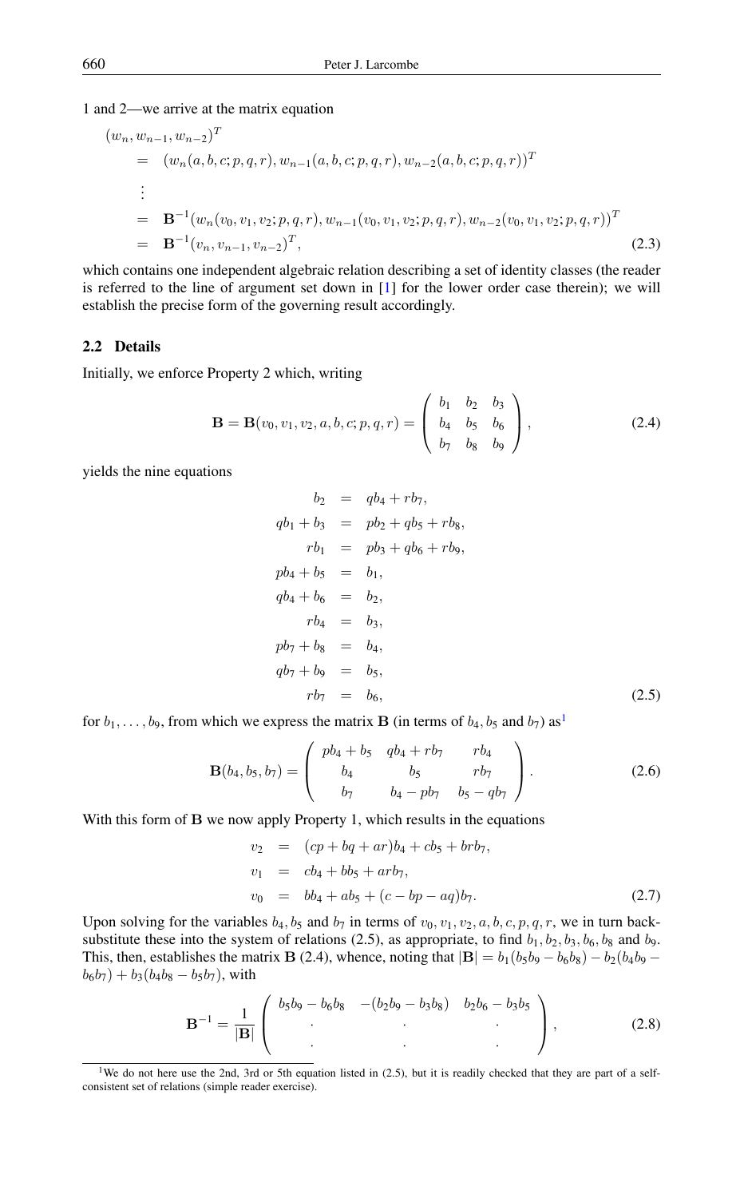1 and 2—we arrive at the matrix equation

$$
\begin{aligned}
&(w_n, w_{n-1}, w_{n-2})^T \\
&= (w_n(a,b,c;p,q,r), w_{n-1}(a,b,c;p,q,r), w_{n-2}(a,b,c;p,q,r))^T \\
&\vdots \\
&= \mathbf{B}^{-1}(w_n(v_0,v_1,v_2;p,q,r), w_{n-1}(v_0,v_1,v_2;p,q,r), w_{n-2}(v_0,v_1,v_2;p,q,r))^T \\
&= \mathbf{B}^{-1}(v_n, v_{n-1}, v_{n-2})^T, \qquad (2.3)
\end{aligned}
$$

which contains one independent algebraic relation describing a set of identity classes (the reader is referred to the line of argument set down in [1] for the lower order case therein); we will establish the precise form of the governing result accordingly.

### 2.2 Details

Initially, we enforce Property 2 which, writing

$$
\mathbf{B} = \mathbf{B}(v_0, v_1, v_2, a, b, c; p, q, r) = \begin{pmatrix} b_1 & b_2 & b_3 \\ b_4 & b_5 & b_6 \\ b_7 & b_8 & b_9 \end{pmatrix}, \qquad (2.4)
$$

yields the nine equations

$$
\begin{aligned}
b_2 &= qb_4 + rb_7, \\
qb_1 + b_3 &= pb_2 + qb_5 + rb_8, \\
rb_1 &= pb_3 + qb_6 + rb_9, \\
pb_4 + b_5 &= b_1, \\
qb_4 + b_6 &= b_2, \\
rb_4 &= b_3, \\
pb_7 + b_8 &= b_4, \\
qb_7 + b_9 &= b_5, \\
rb_7 &= b_6, \qquad (2.5)
\end{aligned}
$$

for $b_1, \ldots, b_9$, from which we express the matrix $\mathbf{B}$ (in terms of $b_4, b_5$ and $b_7$) as[1]

$$
\mathbf{B}(b_4, b_5, b_7) = \begin{pmatrix} pb_4 + b_5 & qb_4 + rb_7 & rb_4 \\ b_4 & b_5 & rb_7 \\ b_7 & b_4 - pb_7 & b_5 - qb_7 \end{pmatrix}. \qquad (2.6)
$$

With this form of $\mathbf{B}$ we now apply Property 1, which results in the equations

$$
\begin{aligned}
v_2 &= (cp + bq + ar)b_4 + cb_5 + brb_7, \\
v_1 &= cb_4 + bb_5 + arb_7, \\
v_0 &= bb_4 + ab_5 + (c - bp - aq)b_7. \qquad (2.7)
\end{aligned}
$$

Upon solving for the variables $b_4, b_5$ and $b_7$ in terms of $v_0, v_1, v_2, a, b, c, p, q, r$, we in turn back-substitute these into the system of relations (2.5), as appropriate, to find $b_1, b_2, b_3, b_6, b_8$ and $b_9$. This, then, establishes the matrix $\mathbf{B}$ (2.4), whence, noting that $|\mathbf{B}| = b_1(b_5b_9 - b_6b_8) - b_2(b_4b_9 - b_6b_7) + b_3(b_4b_8 - b_5b_7)$, with

$$
\mathbf{B}^{-1} = \frac{1}{|\mathbf{B}|} \begin{pmatrix} b_5b_9 - b_6b_8 & -(b_2b_9 - b_3b_8) & b_2b_6 - b_3b_5 \\ \cdot & \cdot & \cdot \\ \cdot & \cdot & \cdot \end{pmatrix}, \qquad (2.8)
$$

[1] We do not here use the 2nd, 3rd or 5th equation listed in (2.5), but it is readily checked that they are part of a self-consistent set of relations (simple reader exercise).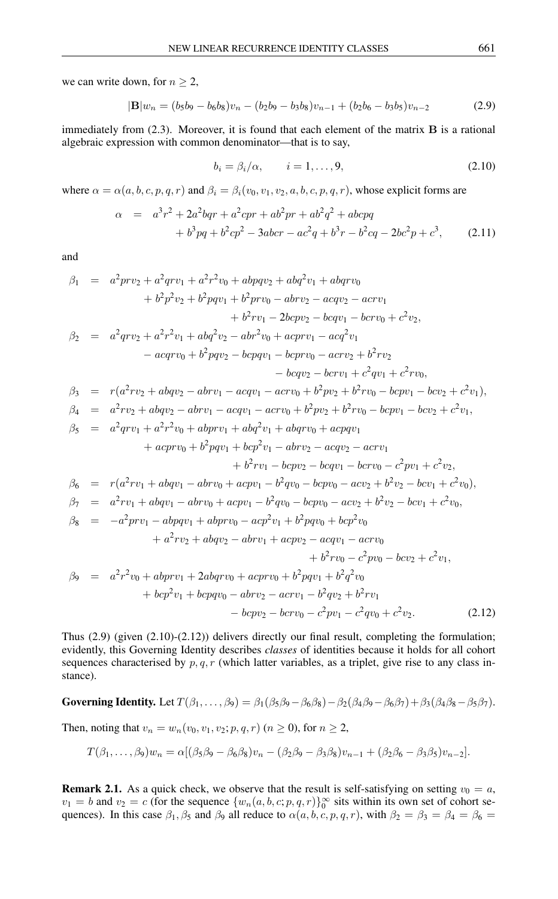we can write down, for $n \geq 2$,

$$|\mathbf{B}|w_n = (b_5b_9 - b_6b_8)v_n - (b_2b_9 - b_3b_8)v_{n-1} + (b_2b_6 - b_3b_5)v_{n-2} \tag{2.9}$$

immediately from (2.3). Moreover, it is found that each element of the matrix $\mathbf{B}$ is a rational algebraic expression with common denominator—that is to say,

$$b_i = \beta_i/\alpha, \qquad i = 1, \ldots, 9, \tag{2.10}$$

where $\alpha = \alpha(a, b, c, p, q, r)$ and $\beta_i = \beta_i(v_0, v_1, v_2, a, b, c, p, q, r)$, whose explicit forms are

$$\begin{aligned}\alpha \;=\;& a^3r^2 + 2a^2bqr + a^2cpr + ab^2pr + ab^2q^2 + abcpq \\ &+ b^3pq + b^2cp^2 - 3abcr - ac^2q + b^3r - b^2cq - 2bc^2p + c^3,\end{aligned} \tag{2.11}$$

and

$$\begin{aligned}
\beta_1 \;=\;& a^2prv_2 + a^2qrv_1 + a^2r^2v_0 + abpqv_2 + abq^2v_1 + abqrv_0 \\
&+ b^2p^2v_2 + b^2pqv_1 + b^2prv_0 - abrv_2 - acqv_2 - acrv_1 \\
&+ b^2rv_1 - 2bcpv_2 - bcqv_1 - bcrv_0 + c^2v_2, \\
\beta_2 \;=\;& a^2qrv_2 + a^2r^2v_1 + abq^2v_2 - abr^2v_0 + acprv_1 - acq^2v_1 \\
&- acqrv_0 + b^2pqv_2 - bcpqv_1 - bcprv_0 - acrv_2 + b^2rv_2 \\
&- bcqv_2 - bcrv_1 + c^2qv_1 + c^2rv_0, \\
\beta_3 \;=\;& r(a^2rv_2 + abqv_2 - abrv_1 - acqv_1 - acrv_0 + b^2pv_2 + b^2rv_0 - bcpv_1 - bcv_2 + c^2v_1), \\
\beta_4 \;=\;& a^2rv_2 + abqv_2 - abrv_1 - acqv_1 - acrv_0 + b^2pv_2 + b^2rv_0 - bcpv_1 - bcv_2 + c^2v_1, \\
\beta_5 \;=\;& a^2qrv_1 + a^2r^2v_0 + abprv_1 + abq^2v_1 + abqrv_0 + acpqv_1 \\
&+ acprv_0 + b^2pqv_1 + bcp^2v_1 - abrv_2 - acqv_2 - acrv_1 \\
&+ b^2rv_1 - bcpv_2 - bcqv_1 - bcrv_0 - c^2pv_1 + c^2v_2, \\
\beta_6 \;=\;& r(a^2rv_1 + abqv_1 - abrv_0 + acpv_1 - b^2qv_0 - bcpv_0 - acv_2 + b^2v_2 - bcv_1 + c^2v_0), \\
\beta_7 \;=\;& a^2rv_1 + abqv_1 - abrv_0 + acpv_1 - b^2qv_0 - bcpv_0 - acv_2 + b^2v_2 - bcv_1 + c^2v_0, \\
\beta_8 \;=\;& -a^2prv_1 - abpqv_1 + abprv_0 - acp^2v_1 + b^2pqv_0 + bcp^2v_0 \\
&+ a^2rv_2 + abqv_2 - abrv_1 + acpv_2 - acqv_1 - acrv_0 \\
&+ b^2rv_0 - c^2pv_0 - bcv_2 + c^2v_1, \\
\beta_9 \;=\;& a^2r^2v_0 + abprv_1 + 2abqrv_0 + acprv_0 + b^2pqv_1 + b^2q^2v_0 \\
&+ bcp^2v_1 + bcpqv_0 - abrv_2 - acrv_1 - b^2qv_2 + b^2rv_1 \\
&- bcpv_2 - bcrv_0 - c^2pv_1 - c^2qv_0 + c^2v_2.
\end{aligned} \tag{2.12}$$

Thus (2.9) (given (2.10)-(2.12)) delivers directly our final result, completing the formulation; evidently, this Governing Identity describes *classes* of identities because it holds for all cohort sequences characterised by $p, q, r$ (which latter variables, as a triplet, give rise to any class instance).

**Governing Identity.** Let $T(\beta_1, \ldots, \beta_9) = \beta_1(\beta_5\beta_9 - \beta_6\beta_8) - \beta_2(\beta_4\beta_9 - \beta_6\beta_7) + \beta_3(\beta_4\beta_8 - \beta_5\beta_7)$.

Then, noting that $v_n = w_n(v_0, v_1, v_2; p, q, r)$ $(n \geq 0)$, for $n \geq 2$,

$$T(\beta_1, \ldots, \beta_9)w_n = \alpha[(\beta_5\beta_9 - \beta_6\beta_8)v_n - (\beta_2\beta_9 - \beta_3\beta_8)v_{n-1} + (\beta_2\beta_6 - \beta_3\beta_5)v_{n-2}].$$

**Remark 2.1.** As a quick check, we observe that the result is self-satisfying on setting $v_0 = a$, $v_1 = b$ and $v_2 = c$ (for the sequence $\{w_n(a, b, c; p, q, r)\}_0^\infty$ sits within its own set of cohort sequences). In this case $\beta_1, \beta_5$ and $\beta_9$ all reduce to $\alpha(a, b, c, p, q, r)$, with $\beta_2 = \beta_3 = \beta_4 = \beta_6 =$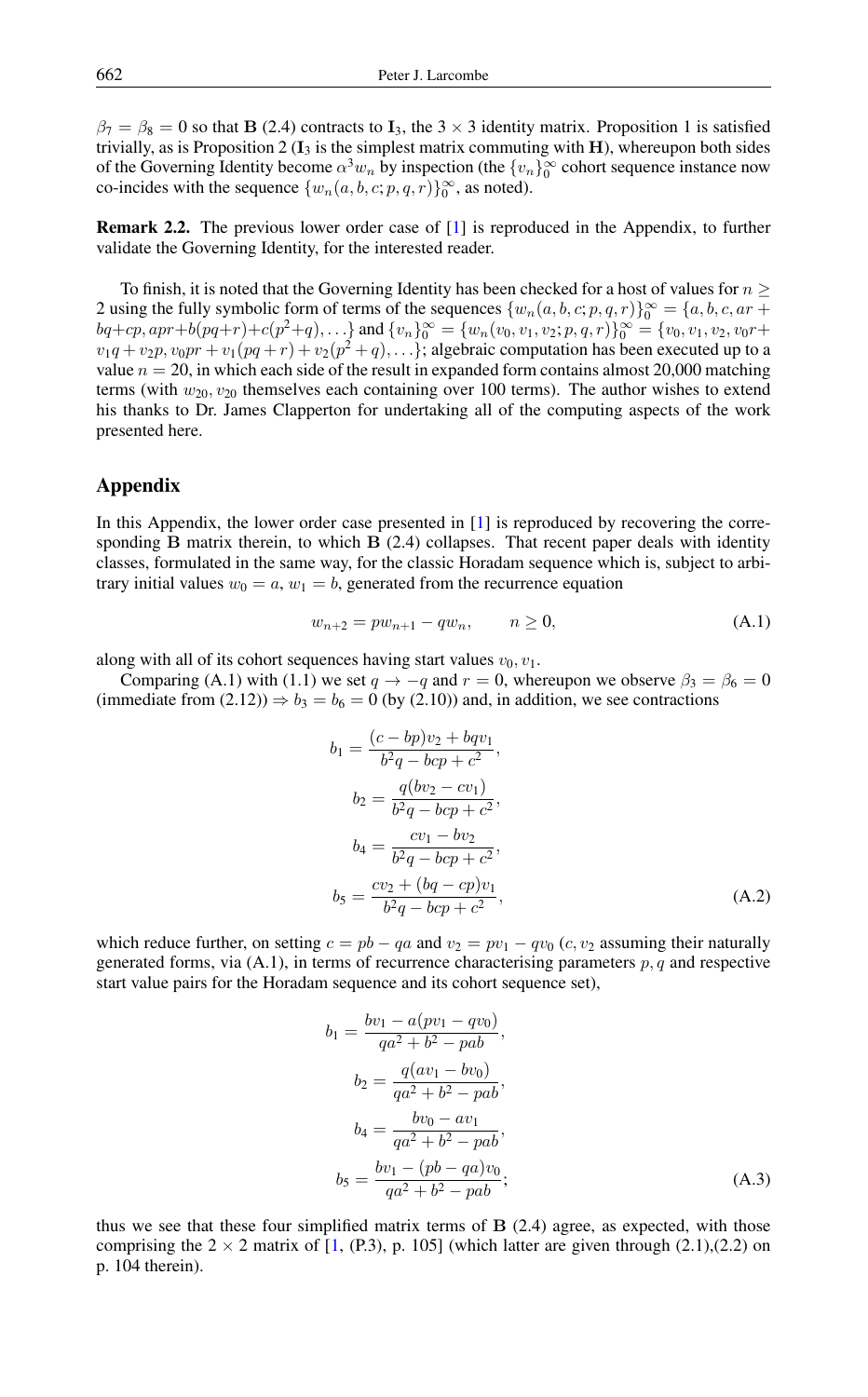$\beta_7 = \beta_8 = 0$ so that $\mathbf{B}$ (2.4) contracts to $\mathbf{I}_3$, the $3 \times 3$ identity matrix. Proposition 1 is satisfied trivially, as is Proposition 2 ($\mathbf{I}_3$ is the simplest matrix commuting with $\mathbf{H}$), whereupon both sides of the Governing Identity become $\alpha^3 w_n$ by inspection (the $\{v_n\}_0^\infty$ cohort sequence instance now co-incides with the sequence $\{w_n(a, b, c; p, q, r)\}_0^\infty$, as noted).

**Remark 2.2.** The previous lower order case of [1] is reproduced in the Appendix, to further validate the Governing Identity, for the interested reader.

To finish, it is noted that the Governing Identity has been checked for a host of values for $n \geq 2$ using the fully symbolic form of terms of the sequences $\{w_n(a, b, c; p, q, r)\}_0^\infty = \{a, b, c, ar + bq + cp, apr + b(pq + r) + c(p^2 + q), \ldots\}$ and $\{v_n\}_0^\infty = \{w_n(v_0, v_1, v_2; p, q, r)\}_0^\infty = \{v_0, v_1, v_2, v_0 r + v_1 q + v_2 p, v_0 pr + v_1(pq + r) + v_2(p^2 + q), \ldots\}$; algebraic computation has been executed up to a value $n = 20$, in which each side of the result in expanded form contains almost 20,000 matching terms (with $w_{20}, v_{20}$ themselves each containing over 100 terms). The author wishes to extend his thanks to Dr. James Clapperton for undertaking all of the computing aspects of the work presented here.

## Appendix

In this Appendix, the lower order case presented in [1] is reproduced by recovering the corresponding $\mathbf{B}$ matrix therein, to which $\mathbf{B}$ (2.4) collapses. That recent paper deals with identity classes, formulated in the same way, for the classic Horadam sequence which is, subject to arbitrary initial values $w_0 = a$, $w_1 = b$, generated from the recurrence equation

$$w_{n+2} = pw_{n+1} - qw_n, \qquad n \geq 0, \tag{A.1}$$

along with all of its cohort sequences having start values $v_0, v_1$.

Comparing (A.1) with (1.1) we set $q \to -q$ and $r = 0$, whereupon we observe $\beta_3 = \beta_6 = 0$ (immediate from (2.12)) $\Rightarrow b_3 = b_6 = 0$ (by (2.10)) and, in addition, we see contractions

$$\begin{aligned}
b_1 &= \frac{(c - bp)v_2 + bqv_1}{b^2 q - bcp + c^2}, \\
b_2 &= \frac{q(bv_2 - cv_1)}{b^2 q - bcp + c^2}, \\
b_4 &= \frac{cv_1 - bv_2}{b^2 q - bcp + c^2}, \\
b_5 &= \frac{cv_2 + (bq - cp)v_1}{b^2 q - bcp + c^2},
\end{aligned} \tag{A.2}$$

which reduce further, on setting $c = pb - qa$ and $v_2 = pv_1 - qv_0$ ($c, v_2$ assuming their naturally generated forms, via (A.1), in terms of recurrence characterising parameters $p, q$ and respective start value pairs for the Horadam sequence and its cohort sequence set),

$$\begin{aligned}
b_1 &= \frac{bv_1 - a(pv_1 - qv_0)}{qa^2 + b^2 - pab}, \\
b_2 &= \frac{q(av_1 - bv_0)}{qa^2 + b^2 - pab}, \\
b_4 &= \frac{bv_0 - av_1}{qa^2 + b^2 - pab}, \\
b_5 &= \frac{bv_1 - (pb - qa)v_0}{qa^2 + b^2 - pab};
\end{aligned} \tag{A.3}$$

thus we see that these four simplified matrix terms of $\mathbf{B}$ (2.4) agree, as expected, with those comprising the $2 \times 2$ matrix of [1, (P.3), p. 105] (which latter are given through (2.1),(2.2) on p. 104 therein).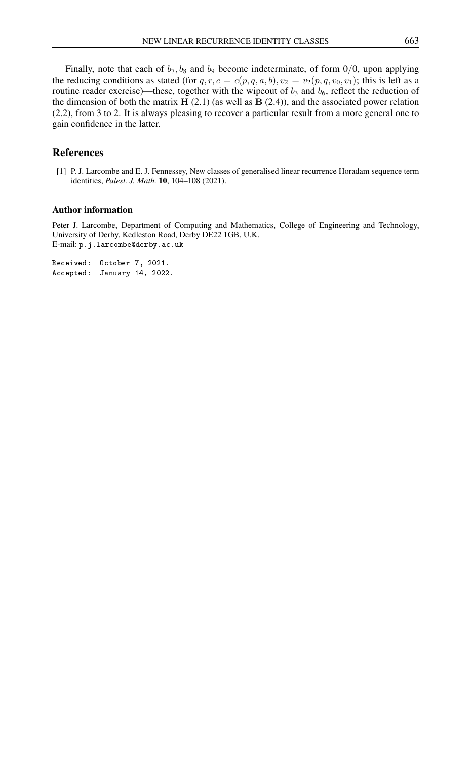Finally, note that each of $b_7, b_8$ and $b_9$ become indeterminate, of form $0/0$, upon applying the reducing conditions as stated (for $q, r, c = c(p, q, a, b), v_2 = v_2(p, q, v_0, v_1)$; this is left as a routine reader exercise)—these, together with the wipeout of $b_3$ and $b_6$, reflect the reduction of the dimension of both the matrix $\mathbf{H}$ (2.1) (as well as $\mathbf{B}$ (2.4)), and the associated power relation (2.2), from 3 to 2. It is always pleasing to recover a particular result from a more general one to gain confidence in the latter.

## References

[1] P. J. Larcombe and E. J. Fennessey, New classes of generalised linear recurrence Horadam sequence term identities, *Palest. J. Math.* **10**, 104–108 (2021).

### Author information

Peter J. Larcombe, Department of Computing and Mathematics, College of Engineering and Technology, University of Derby, Kedleston Road, Derby DE22 1GB, U.K.
E-mail: p.j.larcombe@derby.ac.uk

Received: October 7, 2021.
Accepted: January 14, 2022.